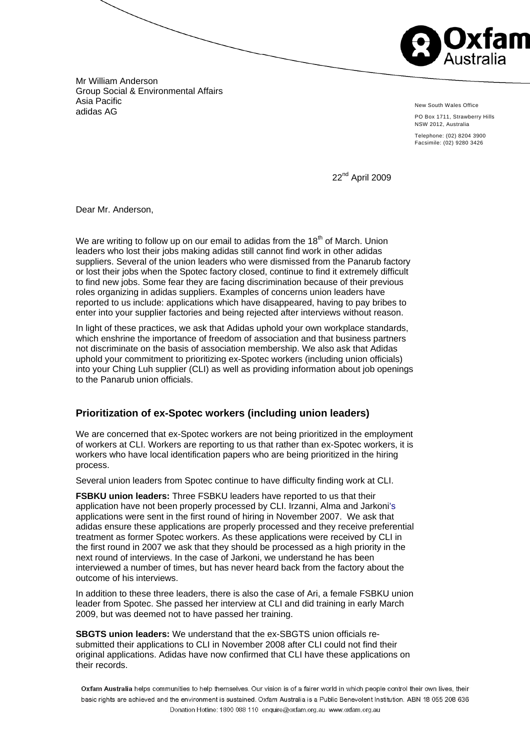Mr William Anderson
Group Social & Environmental Affairs
Asia Pacific
adidas AG

New South Wales Office

PO Box 1711, Strawberry Hills
NSW 2012, Australia

Telephone: (02) 8204 3900
Facsimile: (02) 9280 3426

22nd April 2009

Dear Mr. Anderson,

We are writing to follow up on our email to adidas from the 18th of March. Union leaders who lost their jobs making adidas still cannot find work in other adidas suppliers. Several of the union leaders who were dismissed from the Panarub factory or lost their jobs when the Spotec factory closed, continue to find it extremely difficult to find new jobs. Some fear they are facing discrimination because of their previous roles organizing in adidas suppliers. Examples of concerns union leaders have reported to us include: applications which have disappeared, having to pay bribes to enter into your supplier factories and being rejected after interviews without reason.

In light of these practices, we ask that Adidas uphold your own workplace standards, which enshrine the importance of freedom of association and that business partners not discriminate on the basis of association membership. We also ask that Adidas uphold your commitment to prioritizing ex-Spotec workers (including union officials) into your Ching Luh supplier (CLI) as well as providing information about job openings to the Panarub union officials.

## Prioritization of ex-Spotec workers (including union leaders)

We are concerned that ex-Spotec workers are not being prioritized in the employment of workers at CLI. Workers are reporting to us that rather than ex-Spotec workers, it is workers who have local identification papers who are being prioritized in the hiring process.

Several union leaders from Spotec continue to have difficulty finding work at CLI.

**FSBKU union leaders:** Three FSBKU leaders have reported to us that their application have not been properly processed by CLI. Irzanni, Alma and Jarkoni's applications were sent in the first round of hiring in November 2007. We ask that adidas ensure these applications are properly processed and they receive preferential treatment as former Spotec workers. As these applications were received by CLI in the first round in 2007 we ask that they should be processed as a high priority in the next round of interviews. In the case of Jarkoni, we understand he has been interviewed a number of times, but has never heard back from the factory about the outcome of his interviews.

In addition to these three leaders, there is also the case of Ari, a female FSBKU union leader from Spotec. She passed her interview at CLI and did training in early March 2009, but was deemed not to have passed her training.

**SBGTS union leaders:** We understand that the ex-SBGTS union officials re-submitted their applications to CLI in November 2008 after CLI could not find their original applications. Adidas have now confirmed that CLI have these applications on their records.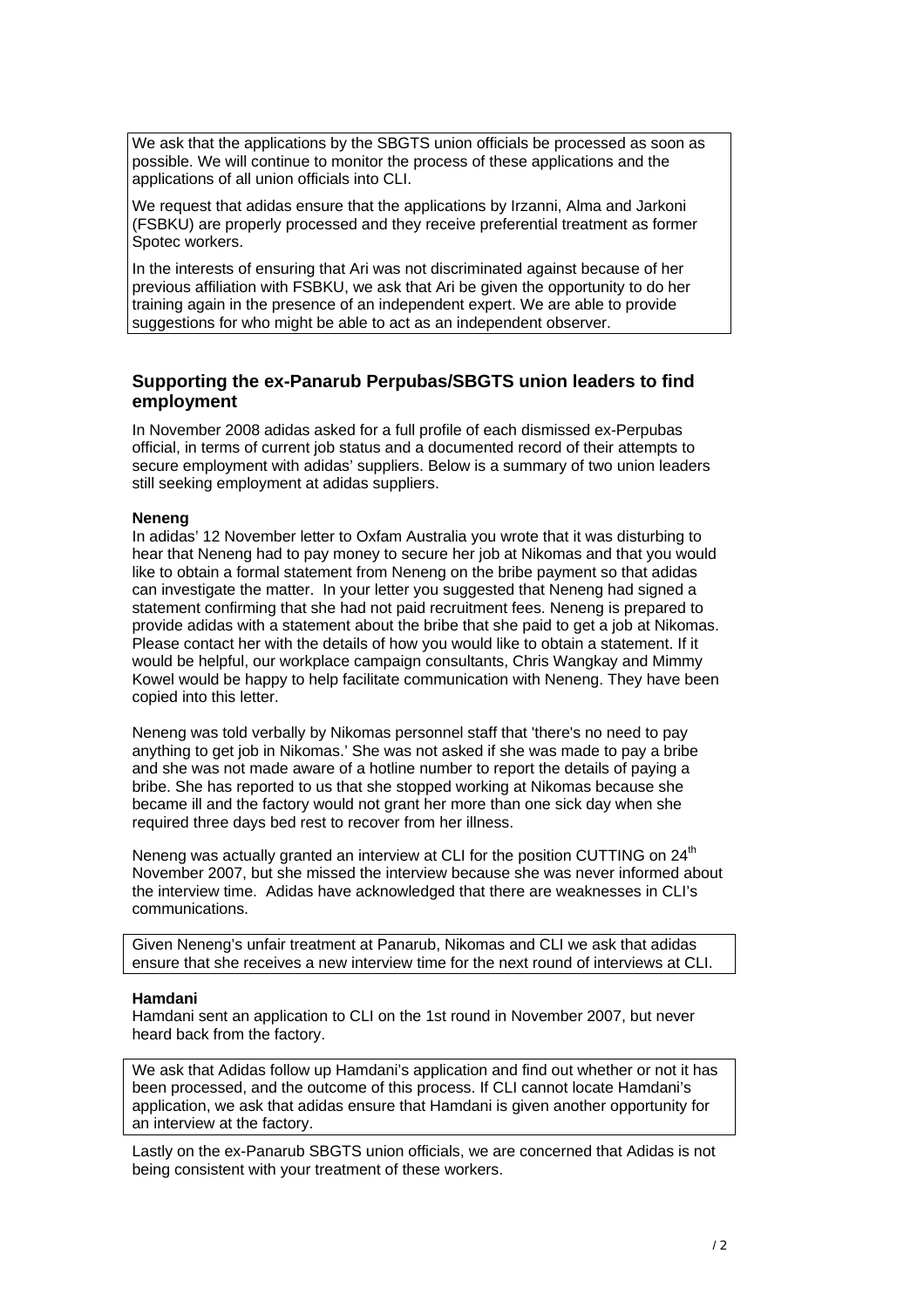We ask that the applications by the SBGTS union officials be processed as soon as possible. We will continue to monitor the process of these applications and the applications of all union officials into CLI.

We request that adidas ensure that the applications by Irzanni, Alma and Jarkoni (FSBKU) are properly processed and they receive preferential treatment as former Spotec workers.

In the interests of ensuring that Ari was not discriminated against because of her previous affiliation with FSBKU, we ask that Ari be given the opportunity to do her training again in the presence of an independent expert. We are able to provide suggestions for who might be able to act as an independent observer.

## Supporting the ex-Panarub Perpubas/SBGTS union leaders to find employment

In November 2008 adidas asked for a full profile of each dismissed ex-Perpubas official, in terms of current job status and a documented record of their attempts to secure employment with adidas' suppliers. Below is a summary of two union leaders still seeking employment at adidas suppliers.

**Neneng**

In adidas' 12 November letter to Oxfam Australia you wrote that it was disturbing to hear that Neneng had to pay money to secure her job at Nikomas and that you would like to obtain a formal statement from Neneng on the bribe payment so that adidas can investigate the matter. In your letter you suggested that Neneng had signed a statement confirming that she had not paid recruitment fees. Neneng is prepared to provide adidas with a statement about the bribe that she paid to get a job at Nikomas. Please contact her with the details of how you would like to obtain a statement. If it would be helpful, our workplace campaign consultants, Chris Wangkay and Mimmy Kowel would be happy to help facilitate communication with Neneng. They have been copied into this letter.

Neneng was told verbally by Nikomas personnel staff that 'there's no need to pay anything to get job in Nikomas.' She was not asked if she was made to pay a bribe and she was not made aware of a hotline number to report the details of paying a bribe. She has reported to us that she stopped working at Nikomas because she became ill and the factory would not grant her more than one sick day when she required three days bed rest to recover from her illness.

Neneng was actually granted an interview at CLI for the position CUTTING on 24th November 2007, but she missed the interview because she was never informed about the interview time. Adidas have acknowledged that there are weaknesses in CLI's communications.

Given Neneng's unfair treatment at Panarub, Nikomas and CLI we ask that adidas ensure that she receives a new interview time for the next round of interviews at CLI.

**Hamdani**

Hamdani sent an application to CLI on the 1st round in November 2007, but never heard back from the factory.

We ask that Adidas follow up Hamdani's application and find out whether or not it has been processed, and the outcome of this process. If CLI cannot locate Hamdani's application, we ask that adidas ensure that Hamdani is given another opportunity for an interview at the factory.

Lastly on the ex-Panarub SBGTS union officials, we are concerned that Adidas is not being consistent with your treatment of these workers.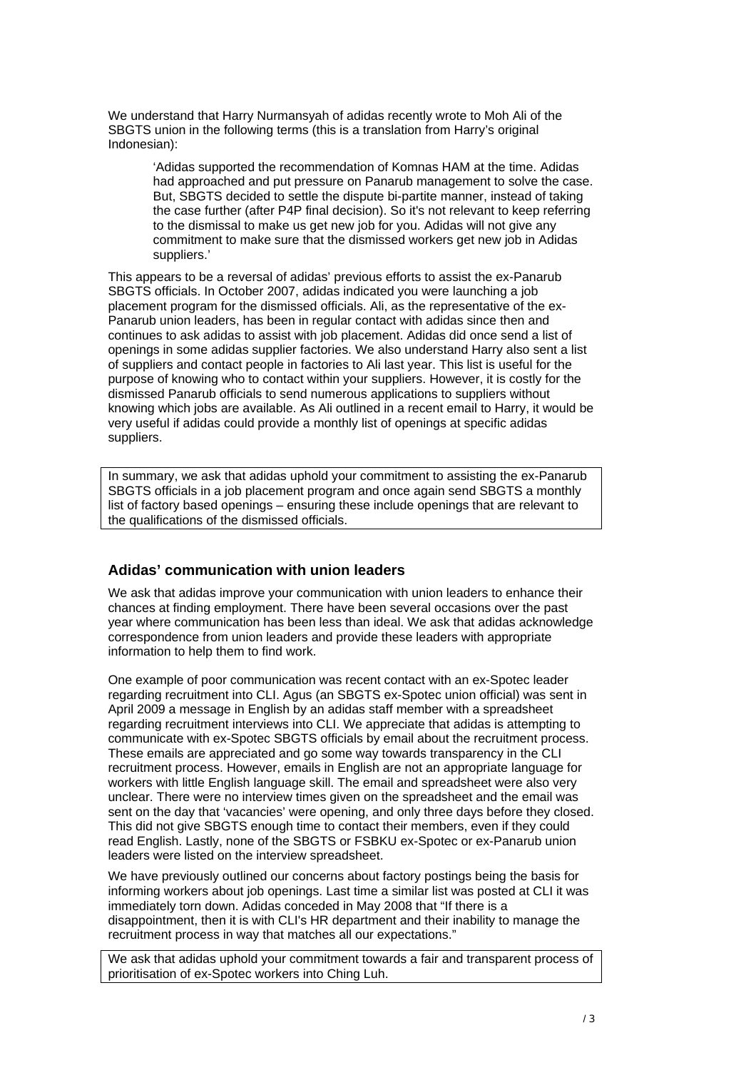We understand that Harry Nurmansyah of adidas recently wrote to Moh Ali of the SBGTS union in the following terms (this is a translation from Harry's original Indonesian):

> 'Adidas supported the recommendation of Komnas HAM at the time. Adidas had approached and put pressure on Panarub management to solve the case. But, SBGTS decided to settle the dispute bi-partite manner, instead of taking the case further (after P4P final decision). So it's not relevant to keep referring to the dismissal to make us get new job for you. Adidas will not give any commitment to make sure that the dismissed workers get new job in Adidas suppliers.'

This appears to be a reversal of adidas' previous efforts to assist the ex-Panarub SBGTS officials. In October 2007, adidas indicated you were launching a job placement program for the dismissed officials. Ali, as the representative of the ex-Panarub union leaders, has been in regular contact with adidas since then and continues to ask adidas to assist with job placement. Adidas did once send a list of openings in some adidas supplier factories. We also understand Harry also sent a list of suppliers and contact people in factories to Ali last year. This list is useful for the purpose of knowing who to contact within your suppliers. However, it is costly for the dismissed Panarub officials to send numerous applications to suppliers without knowing which jobs are available. As Ali outlined in a recent email to Harry, it would be very useful if adidas could provide a monthly list of openings at specific adidas suppliers.

In summary, we ask that adidas uphold your commitment to assisting the ex-Panarub SBGTS officials in a job placement program and once again send SBGTS a monthly list of factory based openings – ensuring these include openings that are relevant to the qualifications of the dismissed officials.

## Adidas' communication with union leaders

We ask that adidas improve your communication with union leaders to enhance their chances at finding employment. There have been several occasions over the past year where communication has been less than ideal. We ask that adidas acknowledge correspondence from union leaders and provide these leaders with appropriate information to help them to find work.

One example of poor communication was recent contact with an ex-Spotec leader regarding recruitment into CLI. Agus (an SBGTS ex-Spotec union official) was sent in April 2009 a message in English by an adidas staff member with a spreadsheet regarding recruitment interviews into CLI. We appreciate that adidas is attempting to communicate with ex-Spotec SBGTS officials by email about the recruitment process. These emails are appreciated and go some way towards transparency in the CLI recruitment process. However, emails in English are not an appropriate language for workers with little English language skill. The email and spreadsheet were also very unclear. There were no interview times given on the spreadsheet and the email was sent on the day that 'vacancies' were opening, and only three days before they closed. This did not give SBGTS enough time to contact their members, even if they could read English. Lastly, none of the SBGTS or FSBKU ex-Spotec or ex-Panarub union leaders were listed on the interview spreadsheet.

We have previously outlined our concerns about factory postings being the basis for informing workers about job openings. Last time a similar list was posted at CLI it was immediately torn down. Adidas conceded in May 2008 that "If there is a disappointment, then it is with CLI's HR department and their inability to manage the recruitment process in way that matches all our expectations."

We ask that adidas uphold your commitment towards a fair and transparent process of prioritisation of ex-Spotec workers into Ching Luh.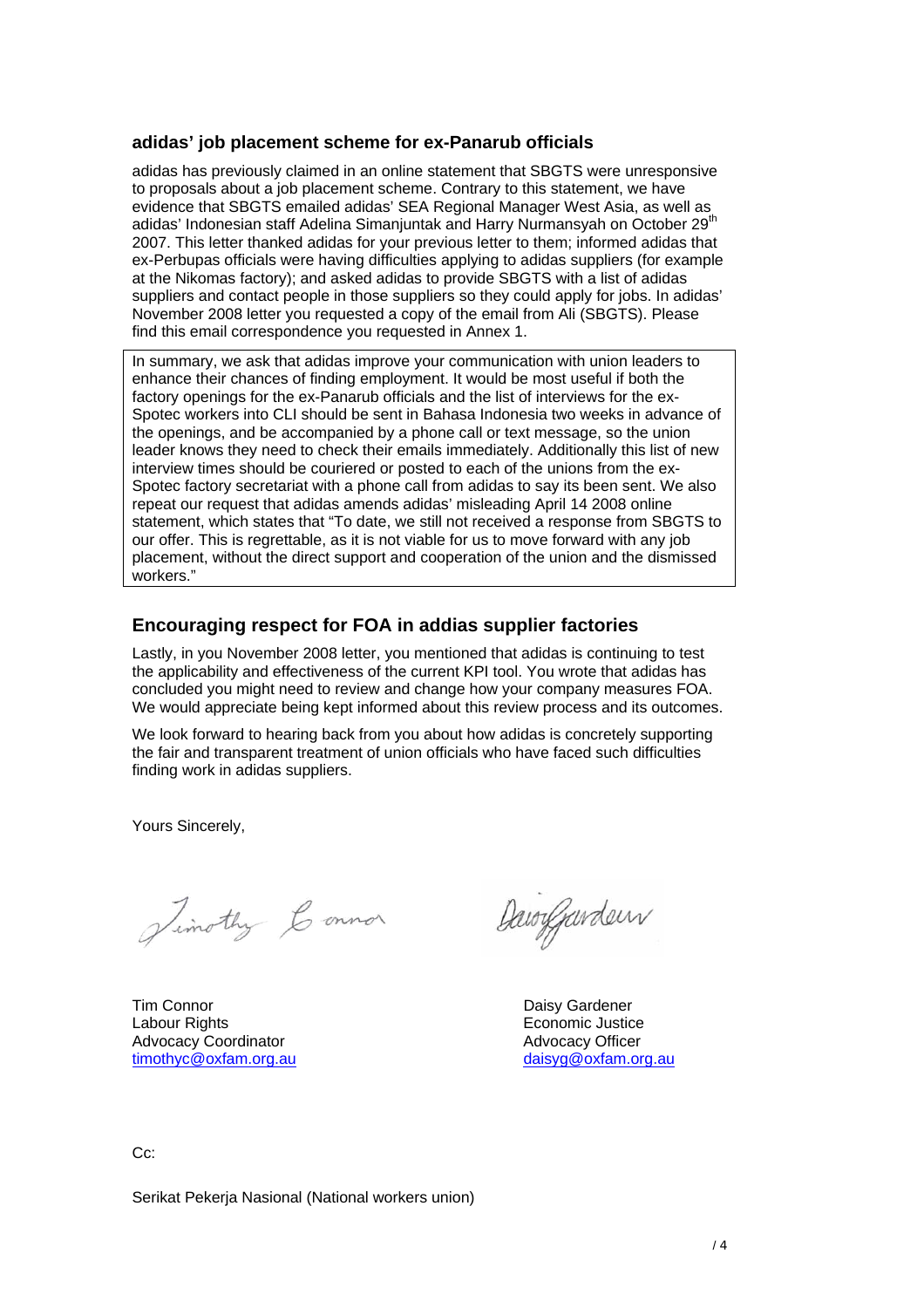### adidas' job placement scheme for ex-Panarub officials

adidas has previously claimed in an online statement that SBGTS were unresponsive to proposals about a job placement scheme. Contrary to this statement, we have evidence that SBGTS emailed adidas' SEA Regional Manager West Asia, as well as adidas' Indonesian staff Adelina Simanjuntak and Harry Nurmansyah on October 29th 2007. This letter thanked adidas for your previous letter to them; informed adidas that ex-Perbupas officials were having difficulties applying to adidas suppliers (for example at the Nikomas factory); and asked adidas to provide SBGTS with a list of adidas suppliers and contact people in those suppliers so they could apply for jobs. In adidas' November 2008 letter you requested a copy of the email from Ali (SBGTS). Please find this email correspondence you requested in Annex 1.

In summary, we ask that adidas improve your communication with union leaders to enhance their chances of finding employment. It would be most useful if both the factory openings for the ex-Panarub officials and the list of interviews for the ex-Spotec workers into CLI should be sent in Bahasa Indonesia two weeks in advance of the openings, and be accompanied by a phone call or text message, so the union leader knows they need to check their emails immediately. Additionally this list of new interview times should be couriered or posted to each of the unions from the ex-Spotec factory secretariat with a phone call from adidas to say its been sent. We also repeat our request that adidas amends adidas' misleading April 14 2008 online statement, which states that "To date, we still not received a response from SBGTS to our offer. This is regrettable, as it is not viable for us to move forward with any job placement, without the direct support and cooperation of the union and the dismissed workers."

## Encouraging respect for FOA in addias supplier factories

Lastly, in you November 2008 letter, you mentioned that adidas is continuing to test the applicability and effectiveness of the current KPI tool. You wrote that adidas has concluded you might need to review and change how your company measures FOA. We would appreciate being kept informed about this review process and its outcomes.

We look forward to hearing back from you about how adidas is concretely supporting the fair and transparent treatment of union officials who have faced such difficulties finding work in adidas suppliers.

Yours Sincerely,

Tim Connor
Labour Rights
Advocacy Coordinator
timothyc@oxfam.org.au

Daisy Gardener
Economic Justice
Advocacy Officer
daisyg@oxfam.org.au

Cc:

Serikat Pekerja Nasional (National workers union)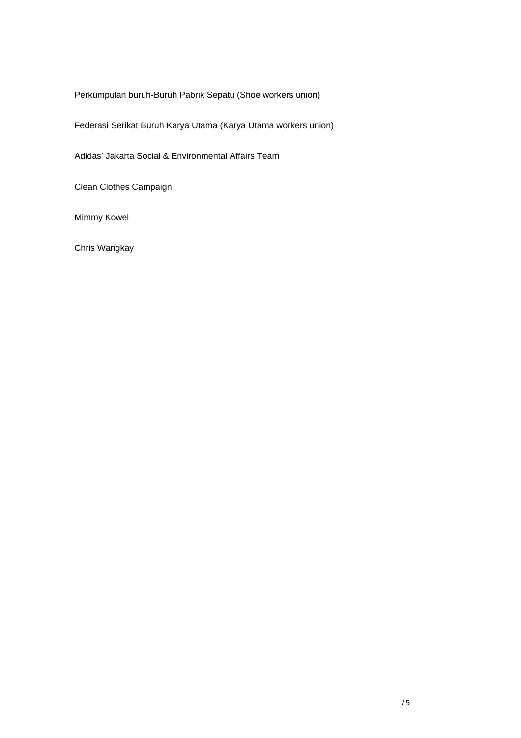Perkumpulan buruh-Buruh Pabrik Sepatu (Shoe workers union)

Federasi Serikat Buruh Karya Utama (Karya Utama workers union)

Adidas' Jakarta Social & Environmental Affairs Team

Clean Clothes Campaign

Mimmy Kowel

Chris Wangkay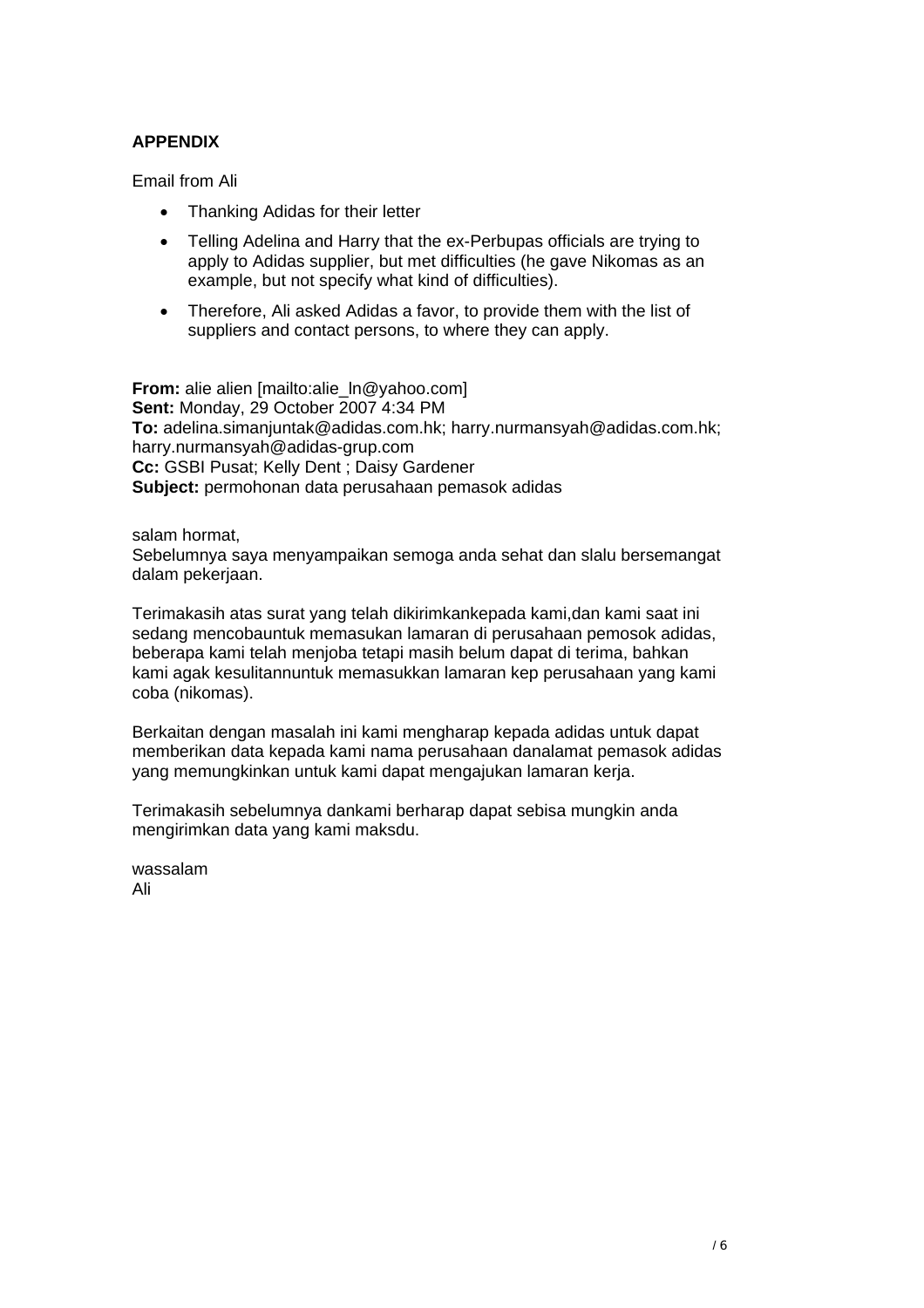**APPENDIX**

Email from Ali

- Thanking Adidas for their letter
- Telling Adelina and Harry that the ex-Perbupas officials are trying to apply to Adidas supplier, but met difficulties (he gave Nikomas as an example, but not specify what kind of difficulties).
- Therefore, Ali asked Adidas a favor, to provide them with the list of suppliers and contact persons, to where they can apply.

**From:** alie alien [mailto:alie_ln@yahoo.com]
**Sent:** Monday, 29 October 2007 4:34 PM
**To:** adelina.simanjuntak@adidas.com.hk; harry.nurmansyah@adidas.com.hk; harry.nurmansyah@adidas-grup.com
**Cc:** GSBI Pusat; Kelly Dent ; Daisy Gardener
**Subject:** permohonan data perusahaan pemasok adidas

salam hormat,
Sebelumnya saya menyampaikan semoga anda sehat dan slalu bersemangat dalam pekerjaan.

Terimakasih atas surat yang telah dikirimkankepada kami,dan kami saat ini sedang mencobauntuk memasukan lamaran di perusahaan pemosok adidas, beberapa kami telah menjoba tetapi masih belum dapat di terima, bahkan kami agak kesulitannuntuk memasukkan lamaran kep perusahaan yang kami coba (nikomas).

Berkaitan dengan masalah ini kami mengharap kepada adidas untuk dapat memberikan data kepada kami nama perusahaan danalamat pemasok adidas yang memungkinkan untuk kami dapat mengajukan lamaran kerja.

Terimakasih sebelumnya dankami berharap dapat sebisa mungkin anda mengirimkan data yang kami maksdu.

wassalam
Ali